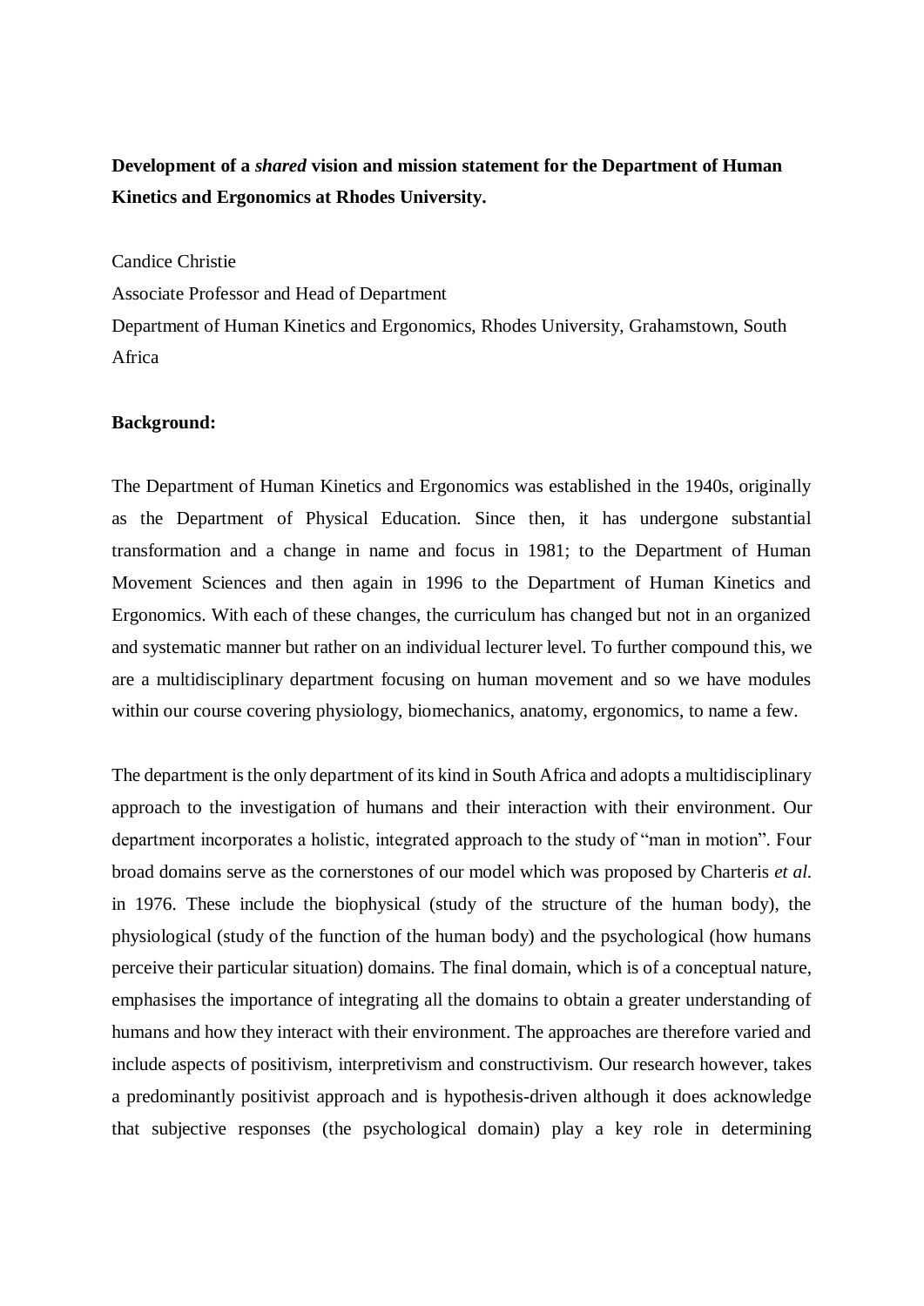**Development of a *shared* vision and mission statement for the Department of Human Kinetics and Ergonomics at Rhodes University.**

Candice Christie

Associate Professor and Head of Department

Department of Human Kinetics and Ergonomics, Rhodes University, Grahamstown, South Africa

**Background:**

The Department of Human Kinetics and Ergonomics was established in the 1940s, originally as the Department of Physical Education. Since then, it has undergone substantial transformation and a change in name and focus in 1981; to the Department of Human Movement Sciences and then again in 1996 to the Department of Human Kinetics and Ergonomics. With each of these changes, the curriculum has changed but not in an organized and systematic manner but rather on an individual lecturer level. To further compound this, we are a multidisciplinary department focusing on human movement and so we have modules within our course covering physiology, biomechanics, anatomy, ergonomics, to name a few.

The department is the only department of its kind in South Africa and adopts a multidisciplinary approach to the investigation of humans and their interaction with their environment. Our department incorporates a holistic, integrated approach to the study of "man in motion". Four broad domains serve as the cornerstones of our model which was proposed by Charteris *et al.* in 1976. These include the biophysical (study of the structure of the human body), the physiological (study of the function of the human body) and the psychological (how humans perceive their particular situation) domains. The final domain, which is of a conceptual nature, emphasises the importance of integrating all the domains to obtain a greater understanding of humans and how they interact with their environment. The approaches are therefore varied and include aspects of positivism, interpretivism and constructivism. Our research however, takes a predominantly positivist approach and is hypothesis-driven although it does acknowledge that subjective responses (the psychological domain) play a key role in determining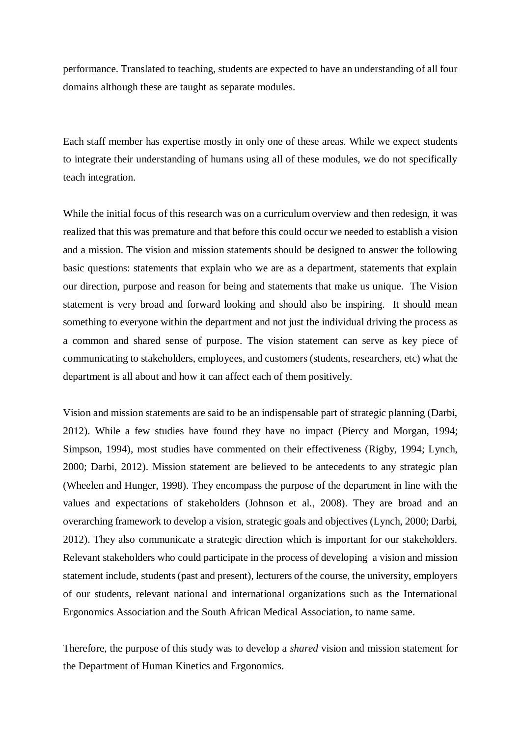performance. Translated to teaching, students are expected to have an understanding of all four domains although these are taught as separate modules.

Each staff member has expertise mostly in only one of these areas. While we expect students to integrate their understanding of humans using all of these modules, we do not specifically teach integration.

While the initial focus of this research was on a curriculum overview and then redesign, it was realized that this was premature and that before this could occur we needed to establish a vision and a mission. The vision and mission statements should be designed to answer the following basic questions: statements that explain who we are as a department, statements that explain our direction, purpose and reason for being and statements that make us unique. The Vision statement is very broad and forward looking and should also be inspiring. It should mean something to everyone within the department and not just the individual driving the process as a common and shared sense of purpose. The vision statement can serve as key piece of communicating to stakeholders, employees, and customers (students, researchers, etc) what the department is all about and how it can affect each of them positively.

Vision and mission statements are said to be an indispensable part of strategic planning (Darbi, 2012). While a few studies have found they have no impact (Piercy and Morgan, 1994; Simpson, 1994), most studies have commented on their effectiveness (Rigby, 1994; Lynch, 2000; Darbi, 2012). Mission statement are believed to be antecedents to any strategic plan (Wheelen and Hunger, 1998). They encompass the purpose of the department in line with the values and expectations of stakeholders (Johnson et al., 2008). They are broad and an overarching framework to develop a vision, strategic goals and objectives (Lynch, 2000; Darbi, 2012). They also communicate a strategic direction which is important for our stakeholders. Relevant stakeholders who could participate in the process of developing a vision and mission statement include, students (past and present), lecturers of the course, the university, employers of our students, relevant national and international organizations such as the International Ergonomics Association and the South African Medical Association, to name same.

Therefore, the purpose of this study was to develop a *shared* vision and mission statement for the Department of Human Kinetics and Ergonomics.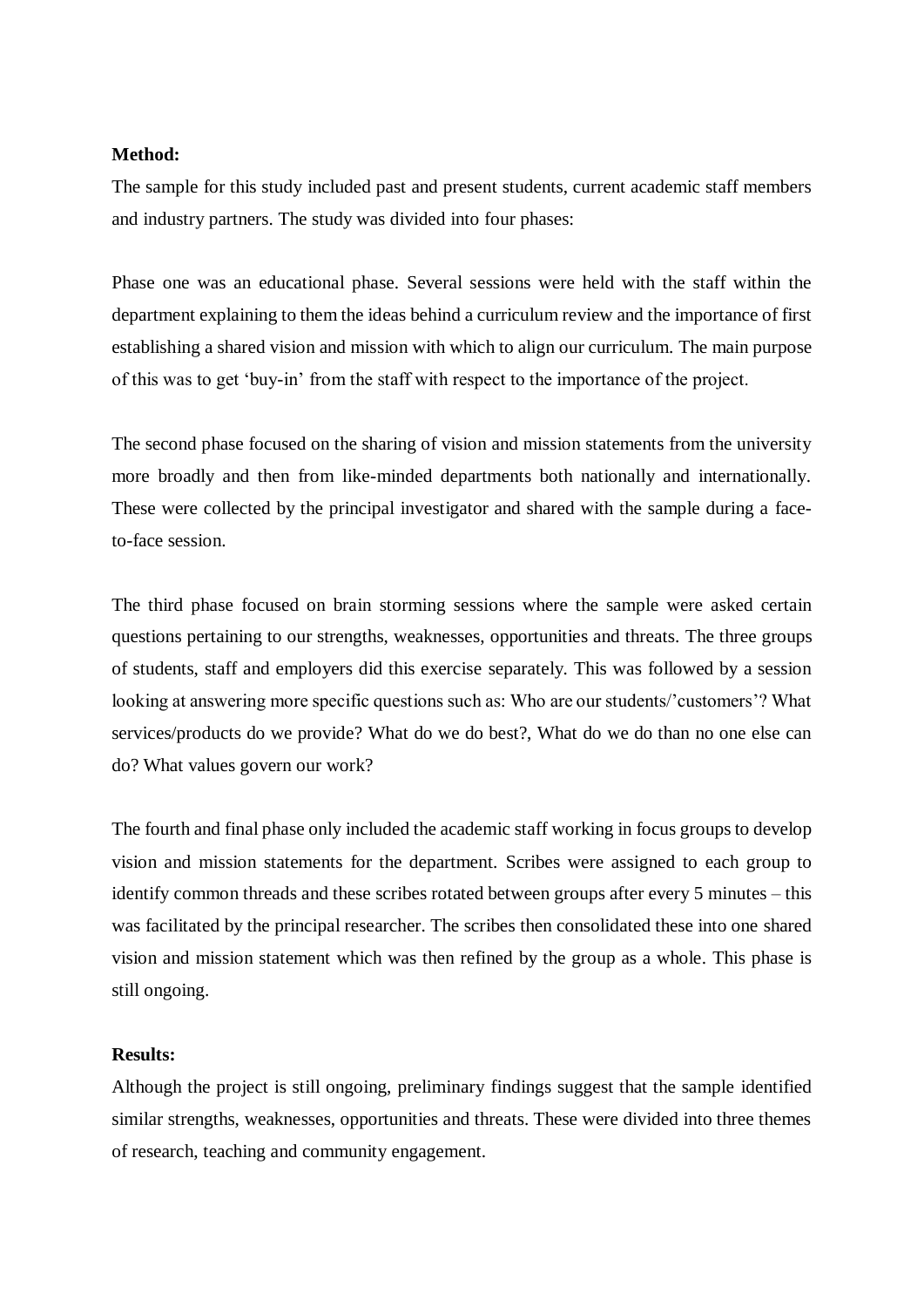**Method:**

The sample for this study included past and present students, current academic staff members and industry partners. The study was divided into four phases:

Phase one was an educational phase. Several sessions were held with the staff within the department explaining to them the ideas behind a curriculum review and the importance of first establishing a shared vision and mission with which to align our curriculum. The main purpose of this was to get 'buy-in' from the staff with respect to the importance of the project.

The second phase focused on the sharing of vision and mission statements from the university more broadly and then from like-minded departments both nationally and internationally. These were collected by the principal investigator and shared with the sample during a face-to-face session.

The third phase focused on brain storming sessions where the sample were asked certain questions pertaining to our strengths, weaknesses, opportunities and threats. The three groups of students, staff and employers did this exercise separately. This was followed by a session looking at answering more specific questions such as: Who are our students/'customers'? What services/products do we provide? What do we do best?, What do we do than no one else can do? What values govern our work?

The fourth and final phase only included the academic staff working in focus groups to develop vision and mission statements for the department. Scribes were assigned to each group to identify common threads and these scribes rotated between groups after every 5 minutes – this was facilitated by the principal researcher. The scribes then consolidated these into one shared vision and mission statement which was then refined by the group as a whole. This phase is still ongoing.

**Results:**

Although the project is still ongoing, preliminary findings suggest that the sample identified similar strengths, weaknesses, opportunities and threats. These were divided into three themes of research, teaching and community engagement.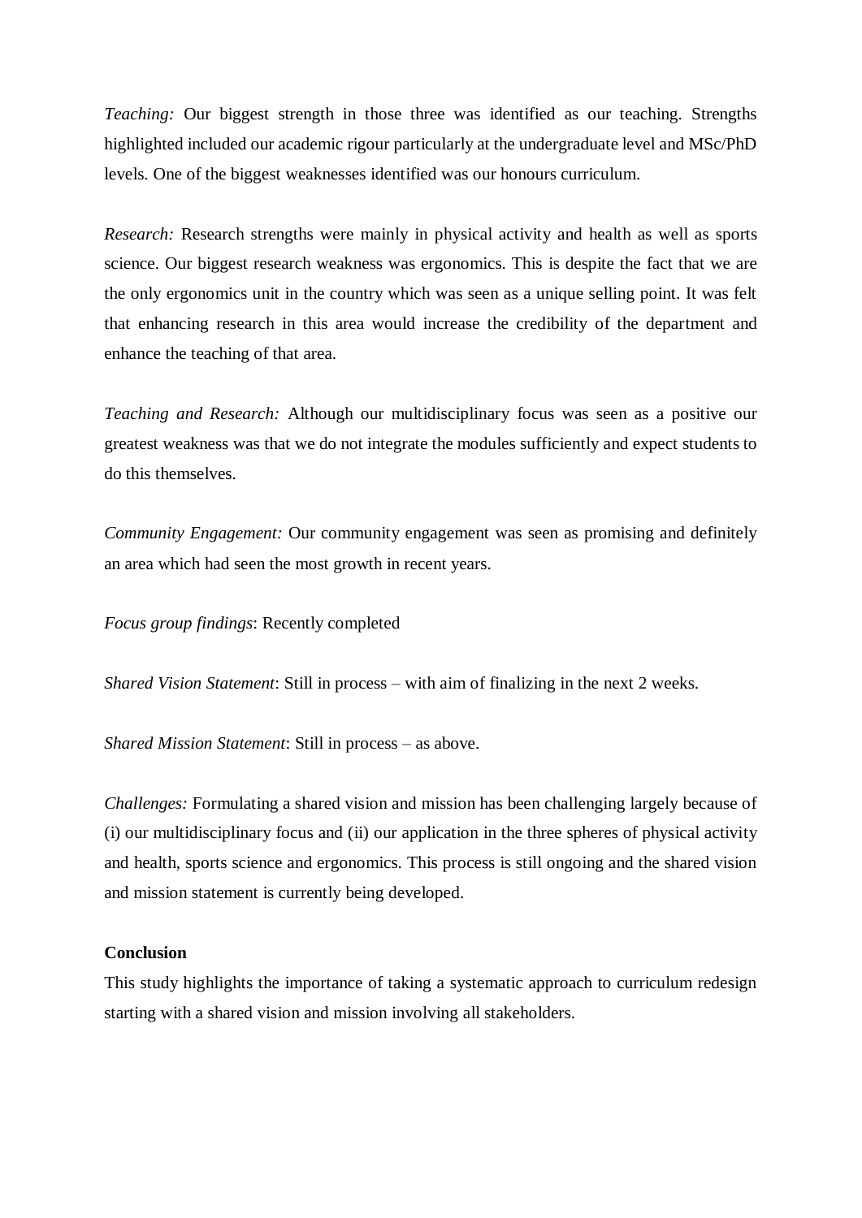*Teaching:* Our biggest strength in those three was identified as our teaching. Strengths highlighted included our academic rigour particularly at the undergraduate level and MSc/PhD levels. One of the biggest weaknesses identified was our honours curriculum.

*Research:* Research strengths were mainly in physical activity and health as well as sports science. Our biggest research weakness was ergonomics. This is despite the fact that we are the only ergonomics unit in the country which was seen as a unique selling point. It was felt that enhancing research in this area would increase the credibility of the department and enhance the teaching of that area.

*Teaching and Research:* Although our multidisciplinary focus was seen as a positive our greatest weakness was that we do not integrate the modules sufficiently and expect students to do this themselves.

*Community Engagement:* Our community engagement was seen as promising and definitely an area which had seen the most growth in recent years.

*Focus group findings*: Recently completed

*Shared Vision Statement*: Still in process – with aim of finalizing in the next 2 weeks.

*Shared Mission Statement*: Still in process – as above.

*Challenges:* Formulating a shared vision and mission has been challenging largely because of (i) our multidisciplinary focus and (ii) our application in the three spheres of physical activity and health, sports science and ergonomics. This process is still ongoing and the shared vision and mission statement is currently being developed.

**Conclusion**

This study highlights the importance of taking a systematic approach to curriculum redesign starting with a shared vision and mission involving all stakeholders.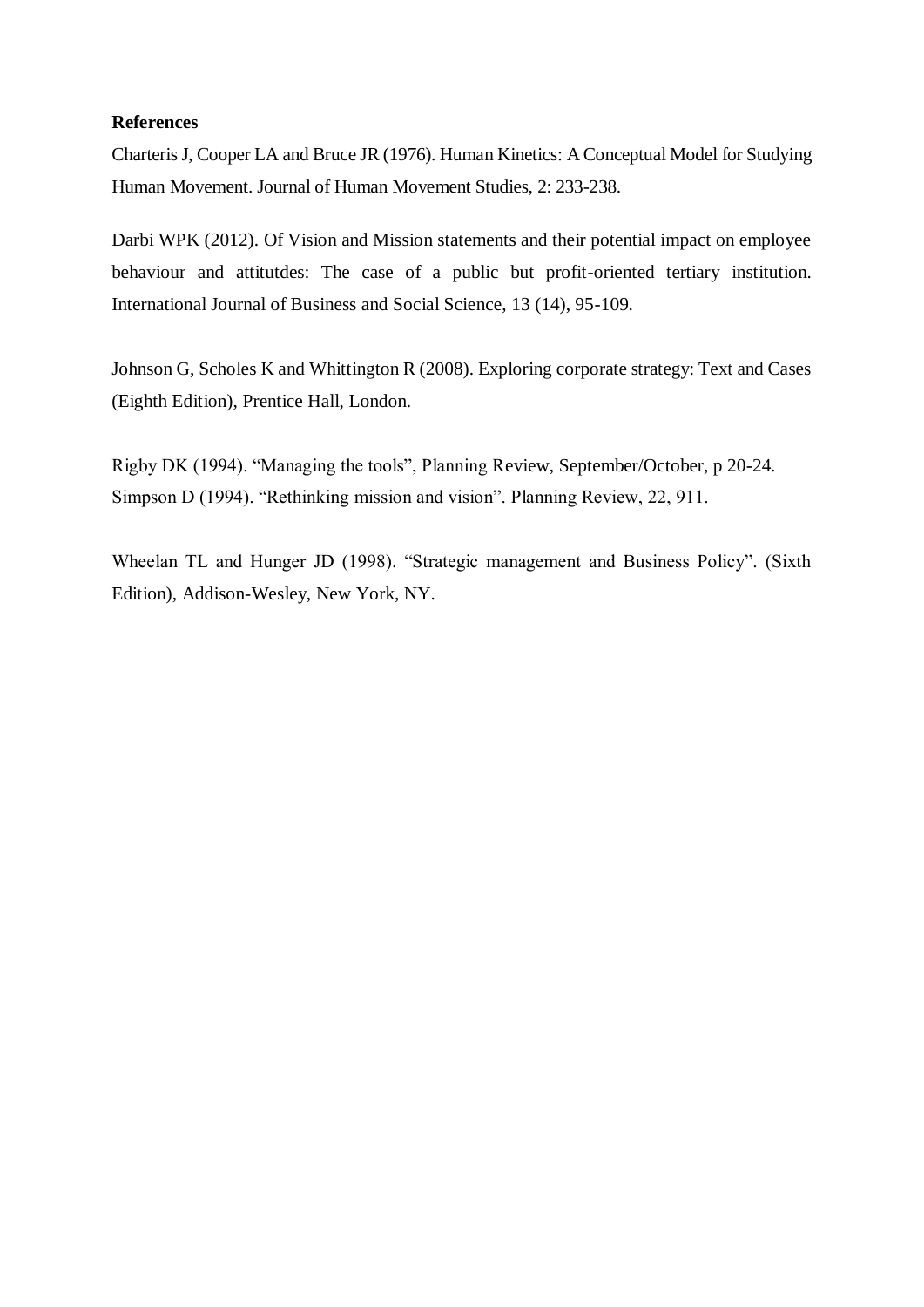**References**

Charteris J, Cooper LA and Bruce JR (1976). Human Kinetics: A Conceptual Model for Studying Human Movement. Journal of Human Movement Studies, 2: 233-238.

Darbi WPK (2012). Of Vision and Mission statements and their potential impact on employee behaviour and attitutdes: The case of a public but profit-oriented tertiary institution. International Journal of Business and Social Science, 13 (14), 95-109.

Johnson G, Scholes K and Whittington R (2008). Exploring corporate strategy: Text and Cases (Eighth Edition), Prentice Hall, London.

Rigby DK (1994). “Managing the tools”, Planning Review, September/October, p 20-24.
Simpson D (1994). “Rethinking mission and vision”. Planning Review, 22, 911.

Wheelan TL and Hunger JD (1998). “Strategic management and Business Policy”. (Sixth Edition), Addison-Wesley, New York, NY.